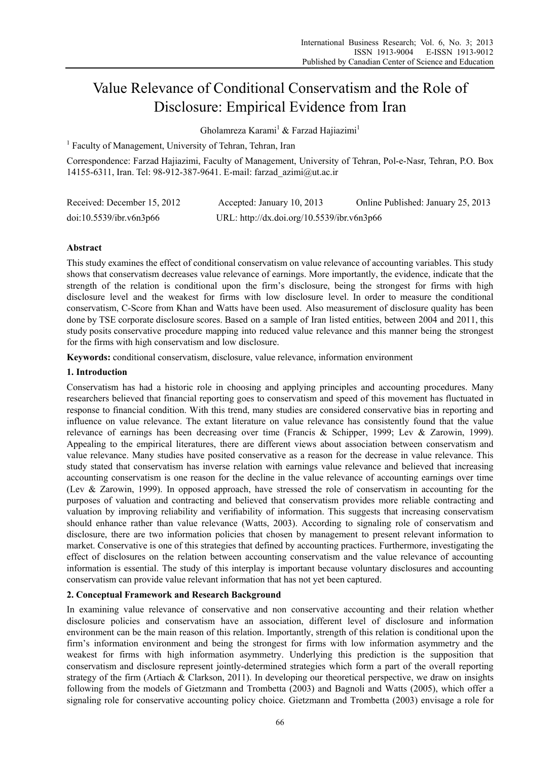# Value Relevance of Conditional Conservatism and the Role of Disclosure: Empirical Evidence from Iran

Gholamreza Karami[1] & Farzad Hajiazimi[1]

[1] Faculty of Management, University of Tehran, Tehran, Iran

Correspondence: Farzad Hajiazimi, Faculty of Management, University of Tehran, Pol-e-Nasr, Tehran, P.O. Box 14155-6311, Iran. Tel: 98-912-387-9641. E-mail: farzad_azimi@ut.ac.ir

Received: December 15, 2012 Accepted: January 10, 2013 Online Published: January 25, 2013

doi:10.5539/ibr.v6n3p66 URL: http://dx.doi.org/10.5539/ibr.v6n3p66

**Abstract**

This study examines the effect of conditional conservatism on value relevance of accounting variables. This study shows that conservatism decreases value relevance of earnings. More importantly, the evidence, indicate that the strength of the relation is conditional upon the firm's disclosure, being the strongest for firms with high disclosure level and the weakest for firms with low disclosure level. In order to measure the conditional conservatism, C-Score from Khan and Watts have been used. Also measurement of disclosure quality has been done by TSE corporate disclosure scores. Based on a sample of Iran listed entities, between 2004 and 2011, this study posits conservative procedure mapping into reduced value relevance and this manner being the strongest for the firms with high conservatism and low disclosure.

**Keywords:** conditional conservatism, disclosure, value relevance, information environment

## 1. Introduction

Conservatism has had a historic role in choosing and applying principles and accounting procedures. Many researchers believed that financial reporting goes to conservatism and speed of this movement has fluctuated in response to financial condition. With this trend, many studies are considered conservative bias in reporting and influence on value relevance. The extant literature on value relevance has consistently found that the value relevance of earnings has been decreasing over time (Francis & Schipper, 1999; Lev & Zarowin, 1999). Appealing to the empirical literatures, there are different views about association between conservatism and value relevance. Many studies have posited conservative as a reason for the decrease in value relevance. This study stated that conservatism has inverse relation with earnings value relevance and believed that increasing accounting conservatism is one reason for the decline in the value relevance of accounting earnings over time (Lev & Zarowin, 1999). In opposed approach, have stressed the role of conservatism in accounting for the purposes of valuation and contracting and believed that conservatism provides more reliable contracting and valuation by improving reliability and verifiability of information. This suggests that increasing conservatism should enhance rather than value relevance (Watts, 2003). According to signaling role of conservatism and disclosure, there are two information policies that chosen by management to present relevant information to market. Conservative is one of this strategies that defined by accounting practices. Furthermore, investigating the effect of disclosures on the relation between accounting conservatism and the value relevance of accounting information is essential. The study of this interplay is important because voluntary disclosures and accounting conservatism can provide value relevant information that has not yet been captured.

## 2. Conceptual Framework and Research Background

In examining value relevance of conservative and non conservative accounting and their relation whether disclosure policies and conservatism have an association, different level of disclosure and information environment can be the main reason of this relation. Importantly, strength of this relation is conditional upon the firm's information environment and being the strongest for firms with low information asymmetry and the weakest for firms with high information asymmetry. Underlying this prediction is the supposition that conservatism and disclosure represent jointly-determined strategies which form a part of the overall reporting strategy of the firm (Artiach & Clarkson, 2011). In developing our theoretical perspective, we draw on insights following from the models of Gietzmann and Trombetta (2003) and Bagnoli and Watts (2005), which offer a signaling role for conservative accounting policy choice. Gietzmann and Trombetta (2003) envisage a role for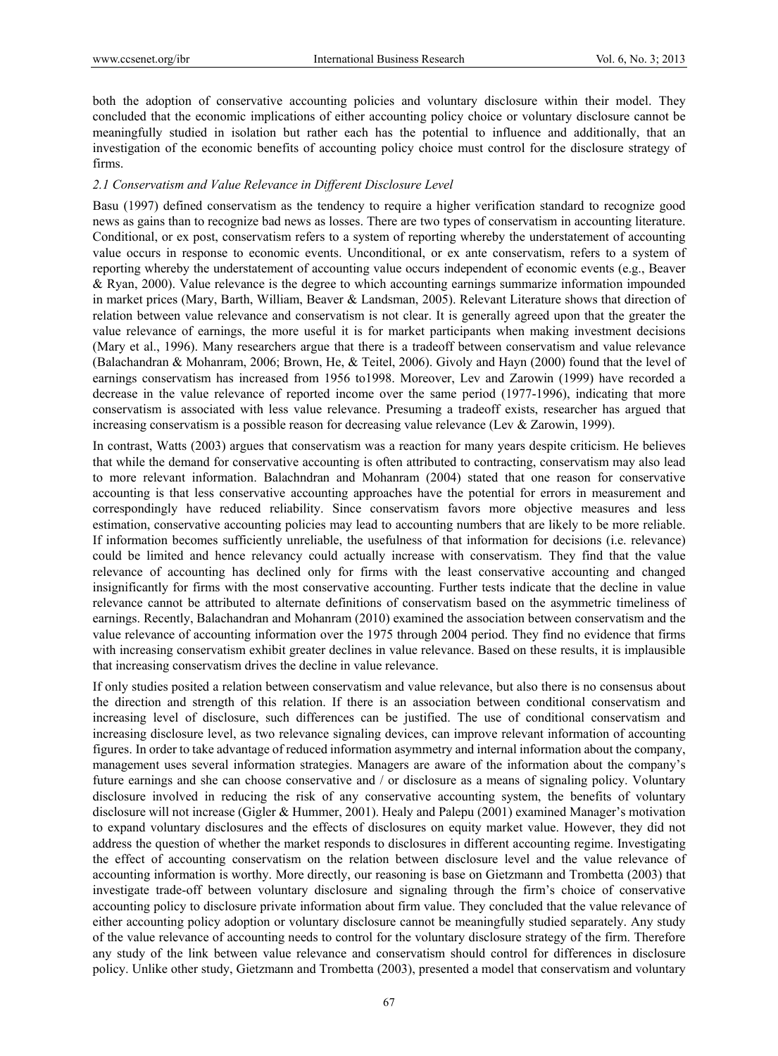both the adoption of conservative accounting policies and voluntary disclosure within their model. They concluded that the economic implications of either accounting policy choice or voluntary disclosure cannot be meaningfully studied in isolation but rather each has the potential to influence and additionally, that an investigation of the economic benefits of accounting policy choice must control for the disclosure strategy of firms.

### *2.1 Conservatism and Value Relevance in Different Disclosure Level*

Basu (1997) defined conservatism as the tendency to require a higher verification standard to recognize good news as gains than to recognize bad news as losses. There are two types of conservatism in accounting literature. Conditional, or ex post, conservatism refers to a system of reporting whereby the understatement of accounting value occurs in response to economic events. Unconditional, or ex ante conservatism, refers to a system of reporting whereby the understatement of accounting value occurs independent of economic events (e.g., Beaver & Ryan, 2000). Value relevance is the degree to which accounting earnings summarize information impounded in market prices (Mary, Barth, William, Beaver & Landsman, 2005). Relevant Literature shows that direction of relation between value relevance and conservatism is not clear. It is generally agreed upon that the greater the value relevance of earnings, the more useful it is for market participants when making investment decisions (Mary et al., 1996). Many researchers argue that there is a tradeoff between conservatism and value relevance (Balachandran & Mohanram, 2006; Brown, He, & Teitel, 2006). Givoly and Hayn (2000) found that the level of earnings conservatism has increased from 1956 to1998. Moreover, Lev and Zarowin (1999) have recorded a decrease in the value relevance of reported income over the same period (1977-1996), indicating that more conservatism is associated with less value relevance. Presuming a tradeoff exists, researcher has argued that increasing conservatism is a possible reason for decreasing value relevance (Lev & Zarowin, 1999).

In contrast, Watts (2003) argues that conservatism was a reaction for many years despite criticism. He believes that while the demand for conservative accounting is often attributed to contracting, conservatism may also lead to more relevant information. Balachndran and Mohanram (2004) stated that one reason for conservative accounting is that less conservative accounting approaches have the potential for errors in measurement and correspondingly have reduced reliability. Since conservatism favors more objective measures and less estimation, conservative accounting policies may lead to accounting numbers that are likely to be more reliable. If information becomes sufficiently unreliable, the usefulness of that information for decisions (i.e. relevance) could be limited and hence relevancy could actually increase with conservatism. They find that the value relevance of accounting has declined only for firms with the least conservative accounting and changed insignificantly for firms with the most conservative accounting. Further tests indicate that the decline in value relevance cannot be attributed to alternate definitions of conservatism based on the asymmetric timeliness of earnings. Recently, Balachandran and Mohanram (2010) examined the association between conservatism and the value relevance of accounting information over the 1975 through 2004 period. They find no evidence that firms with increasing conservatism exhibit greater declines in value relevance. Based on these results, it is implausible that increasing conservatism drives the decline in value relevance.

If only studies posited a relation between conservatism and value relevance, but also there is no consensus about the direction and strength of this relation. If there is an association between conditional conservatism and increasing level of disclosure, such differences can be justified. The use of conditional conservatism and increasing disclosure level, as two relevance signaling devices, can improve relevant information of accounting figures. In order to take advantage of reduced information asymmetry and internal information about the company, management uses several information strategies. Managers are aware of the information about the company's future earnings and she can choose conservative and / or disclosure as a means of signaling policy. Voluntary disclosure involved in reducing the risk of any conservative accounting system, the benefits of voluntary disclosure will not increase (Gigler & Hummer, 2001). Healy and Palepu (2001) examined Manager's motivation to expand voluntary disclosures and the effects of disclosures on equity market value. However, they did not address the question of whether the market responds to disclosures in different accounting regime. Investigating the effect of accounting conservatism on the relation between disclosure level and the value relevance of accounting information is worthy. More directly, our reasoning is base on Gietzmann and Trombetta (2003) that investigate trade-off between voluntary disclosure and signaling through the firm's choice of conservative accounting policy to disclosure private information about firm value. They concluded that the value relevance of either accounting policy adoption or voluntary disclosure cannot be meaningfully studied separately. Any study of the value relevance of accounting needs to control for the voluntary disclosure strategy of the firm. Therefore any study of the link between value relevance and conservatism should control for differences in disclosure policy. Unlike other study, Gietzmann and Trombetta (2003), presented a model that conservatism and voluntary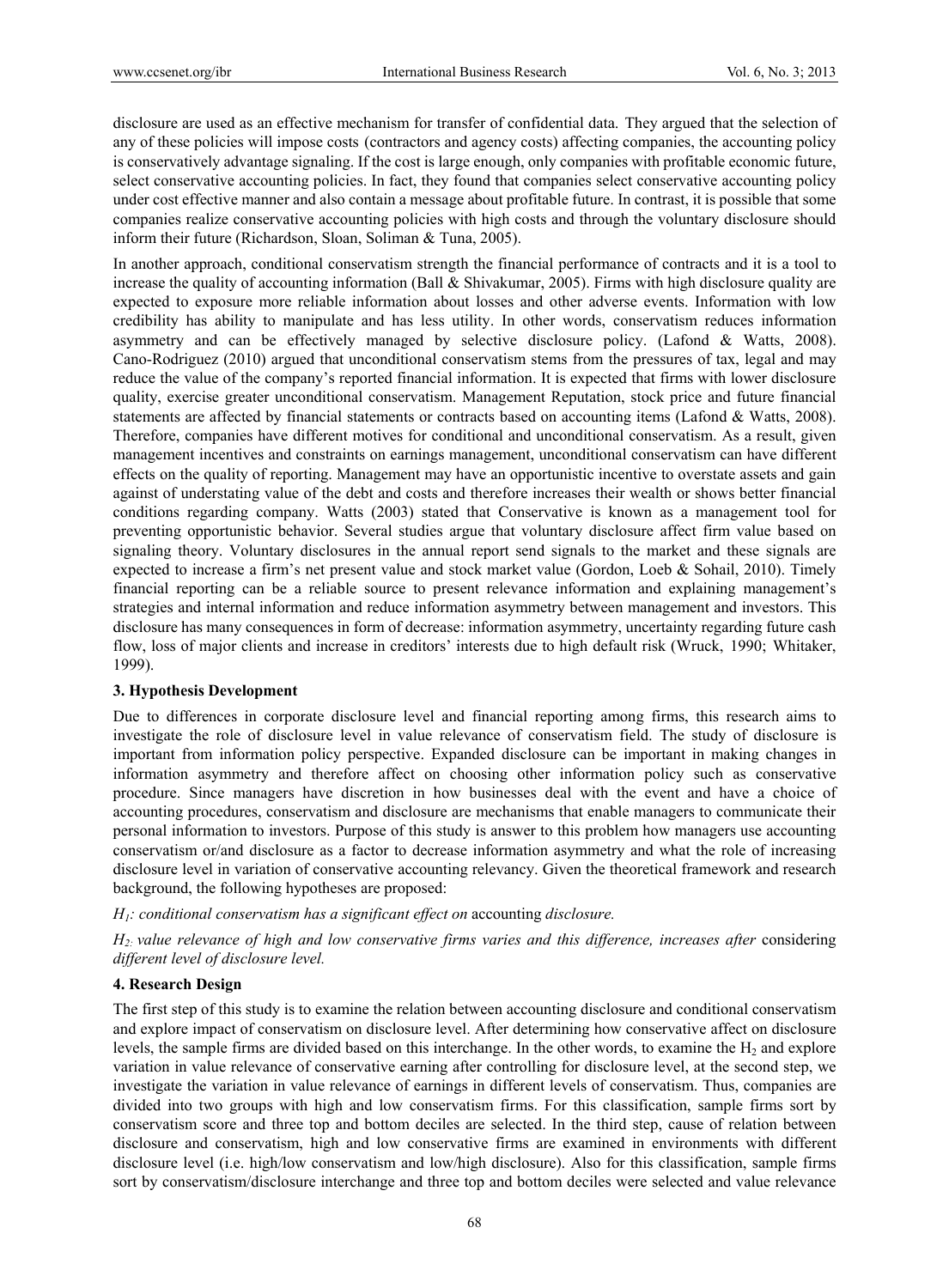disclosure are used as an effective mechanism for transfer of confidential data. They argued that the selection of any of these policies will impose costs (contractors and agency costs) affecting companies, the accounting policy is conservatively advantage signaling. If the cost is large enough, only companies with profitable economic future, select conservative accounting policies. In fact, they found that companies select conservative accounting policy under cost effective manner and also contain a message about profitable future. In contrast, it is possible that some companies realize conservative accounting policies with high costs and through the voluntary disclosure should inform their future (Richardson, Sloan, Soliman & Tuna, 2005).

In another approach, conditional conservatism strength the financial performance of contracts and it is a tool to increase the quality of accounting information (Ball & Shivakumar, 2005). Firms with high disclosure quality are expected to exposure more reliable information about losses and other adverse events. Information with low credibility has ability to manipulate and has less utility. In other words, conservatism reduces information asymmetry and can be effectively managed by selective disclosure policy. (Lafond & Watts, 2008). Cano-Rodriguez (2010) argued that unconditional conservatism stems from the pressures of tax, legal and may reduce the value of the company's reported financial information. It is expected that firms with lower disclosure quality, exercise greater unconditional conservatism. Management Reputation, stock price and future financial statements are affected by financial statements or contracts based on accounting items (Lafond & Watts, 2008). Therefore, companies have different motives for conditional and unconditional conservatism. As a result, given management incentives and constraints on earnings management, unconditional conservatism can have different effects on the quality of reporting. Management may have an opportunistic incentive to overstate assets and gain against of understating value of the debt and costs and therefore increases their wealth or shows better financial conditions regarding company. Watts (2003) stated that Conservative is known as a management tool for preventing opportunistic behavior. Several studies argue that voluntary disclosure affect firm value based on signaling theory. Voluntary disclosures in the annual report send signals to the market and these signals are expected to increase a firm's net present value and stock market value (Gordon, Loeb & Sohail, 2010). Timely financial reporting can be a reliable source to present relevance information and explaining management's strategies and internal information and reduce information asymmetry between management and investors. This disclosure has many consequences in form of decrease: information asymmetry, uncertainty regarding future cash flow, loss of major clients and increase in creditors' interests due to high default risk (Wruck, 1990; Whitaker, 1999).

## 3. Hypothesis Development

Due to differences in corporate disclosure level and financial reporting among firms, this research aims to investigate the role of disclosure level in value relevance of conservatism field. The study of disclosure is important from information policy perspective. Expanded disclosure can be important in making changes in information asymmetry and therefore affect on choosing other information policy such as conservative procedure. Since managers have discretion in how businesses deal with the event and have a choice of accounting procedures, conservatism and disclosure are mechanisms that enable managers to communicate their personal information to investors. Purpose of this study is answer to this problem how managers use accounting conservatism or/and disclosure as a factor to decrease information asymmetry and what the role of increasing disclosure level in variation of conservative accounting relevancy. Given the theoretical framework and research background, the following hypotheses are proposed:

*$H_1$: conditional conservatism has a significant effect on* accounting *disclosure.*

*$H_2$: value relevance of high and low conservative firms varies and this difference, increases after* considering *different level of disclosure level.*

## 4. Research Design

The first step of this study is to examine the relation between accounting disclosure and conditional conservatism and explore impact of conservatism on disclosure level. After determining how conservative affect on disclosure levels, the sample firms are divided based on this interchange. In the other words, to examine the $H_2$ and explore variation in value relevance of conservative earning after controlling for disclosure level, at the second step, we investigate the variation in value relevance of earnings in different levels of conservatism. Thus, companies are divided into two groups with high and low conservatism firms. For this classification, sample firms sort by conservatism score and three top and bottom deciles are selected. In the third step, cause of relation between disclosure and conservatism, high and low conservative firms are examined in environments with different disclosure level (i.e. high/low conservatism and low/high disclosure). Also for this classification, sample firms sort by conservatism/disclosure interchange and three top and bottom deciles were selected and value relevance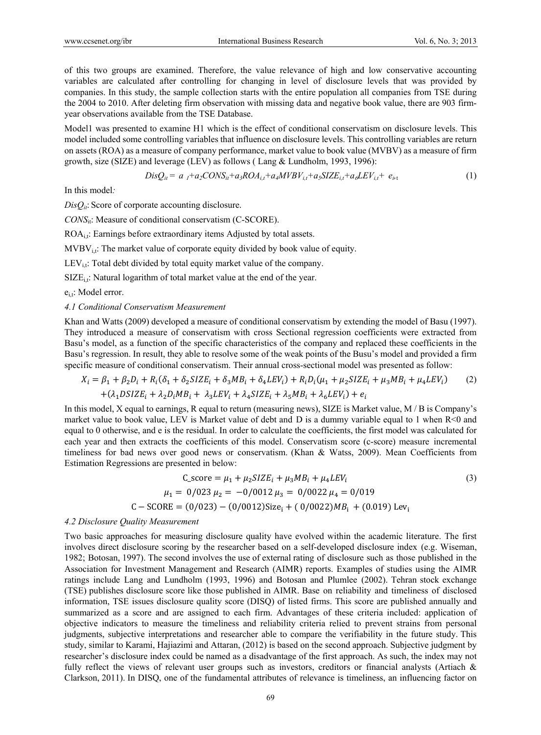of this two groups are examined. Therefore, the value relevance of high and low conservative accounting variables are calculated after controlling for changing in level of disclosure levels that was provided by companies. In this study, the sample collection starts with the entire population all companies from TSE during the 2004 to 2010. After deleting firm observation with missing data and negative book value, there are 903 firm-year observations available from the TSE Database.

Model1 was presented to examine H1 which is the effect of conditional conservatism on disclosure levels. This model included some controlling variables that influence on disclosure levels. This controlling variables are return on assets (ROA) as a measure of company performance, market value to book value (MVBV) as a measure of firm growth, size (SIZE) and leverage (LEV) as follows ( Lang & Lundholm, 1993, 1996):

$$DisQ_{it} = a_{1} + a_{2}CONS_{it} + a_{3}ROA_{i,t} + a_{4}MVBV_{i,t} + a_{5}SIZE_{i,t} + a_{6}LEV_{i,t} + e_{i,t} \quad (1)$$

In this model:

$DisQ_{it}$: Score of corporate accounting disclosure.

$CONS_{it}$: Measure of conditional conservatism (C-SCORE).

$ROA_{i,t}$: Earnings before extraordinary items Adjusted by total assets.

$MVBV_{i,t}$: The market value of corporate equity divided by book value of equity.

$LEV_{i,t}$: Total debt divided by total equity market value of the company.

$SIZE_{i,t}$: Natural logarithm of total market value at the end of the year.

$e_{i,t}$: Model error.

### 4.1 Conditional Conservatism Measurement

Khan and Watts (2009) developed a measure of conditional conservatism by extending the model of Basu (1997). They introduced a measure of conservatism with cross Sectional regression coefficients were extracted from Basu's model, as a function of the specific characteristics of the company and replaced these coefficients in the Basu's regression. In result, they able to resolve some of the weak points of the Busu's model and provided a firm specific measure of conditional conservatism. Their annual cross-sectional model was presented as follow:

$$X_i = \beta_1 + \beta_2 D_i + R_i(\delta_1 + \delta_2 SIZE_i + \delta_3 MB_i + \delta_4 LEV_i) + R_i D_i(\mu_1 + \mu_2 SIZE_i + \mu_3 MB_i + \mu_4 LEV_i) \quad (2)$$
$$+ (\lambda_1 DSIZE_i + \lambda_2 D_i MB_i + \lambda_3 LEV_i + \lambda_4 SIZE_i + \lambda_5 MB_i + \lambda_6 LEV_i) + e_i$$

In this model, X equal to earnings, R equal to return (measuring news), SIZE is Market value, M / B is Company's market value to book value, LEV is Market value of debt and D is a dummy variable equal to 1 when R<0 and equal to 0 otherwise, and e is the residual. In order to calculate the coefficients, the first model was calculated for each year and then extracts the coefficients of this model. Conservatism score (c-score) measure incremental timeliness for bad news over good news or conservatism. (Khan & Watss, 2009). Mean Coefficients from Estimation Regressions are presented in below:

$$\text{C\_score} = \mu_1 + \mu_2 SIZE_i + \mu_3 MB_i + \mu_4 LEV_i \quad (3)$$
$$\mu_1 = 0/023 \; \mu_2 = -0/0012 \; \mu_3 = 0/0022 \; \mu_4 = 0/019$$
$$\text{C} - \text{SCORE} = (0/023) - (0/0012)\text{Size}_i + (0/0022)MB_i + (0.019)\,\text{Lev}_i$$

### 4.2 Disclosure Quality Measurement

Two basic approaches for measuring disclosure quality have evolved within the academic literature. The first involves direct disclosure scoring by the researcher based on a self-developed disclosure index (e.g. Wiseman, 1982; Botosan, 1997). The second involves the use of external rating of disclosure such as those published in the Association for Investment Management and Research (AIMR) reports. Examples of studies using the AIMR ratings include Lang and Lundholm (1993, 1996) and Botosan and Plumlee (2002). Tehran stock exchange (TSE) publishes disclosure score like those published in AIMR. Base on reliability and timeliness of disclosed information, TSE issues disclosure quality score (DISQ) of listed firms. This score are published annually and summarized as a score and are assigned to each firm. Advantages of these criteria included: application of objective indicators to measure the timeliness and reliability criteria relied to prevent strains from personal judgments, subjective interpretations and researcher able to compare the verifiability in the future study. This study, similar to Karami, Hajiazimi and Attaran, (2012) is based on the second approach. Subjective judgment by researcher's disclosure index could be named as a disadvantage of the first approach. As such, the index may not fully reflect the views of relevant user groups such as investors, creditors or financial analysts (Artiach & Clarkson, 2011). In DISQ, one of the fundamental attributes of relevance is timeliness, an influencing factor on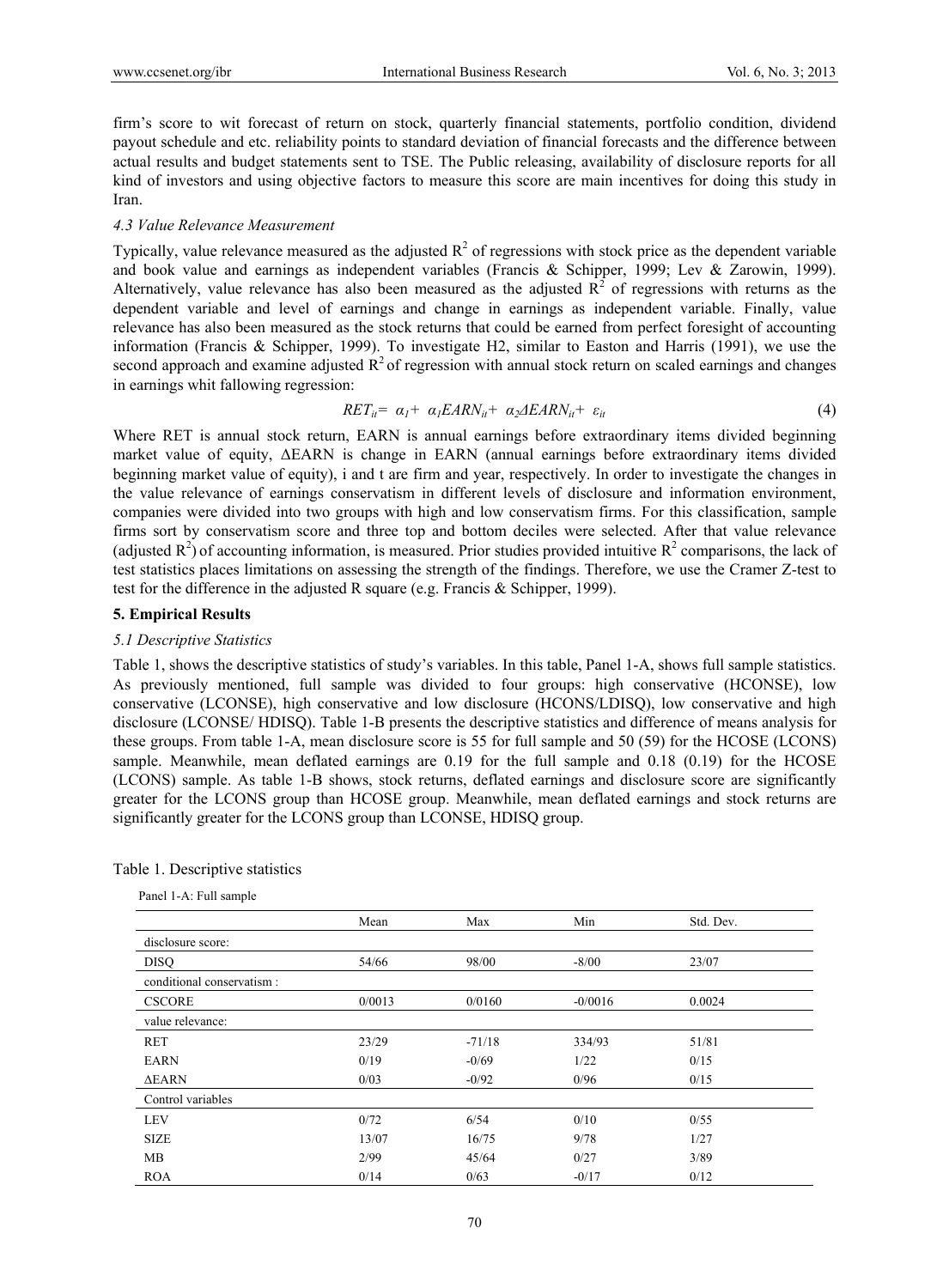firm's score to wit forecast of return on stock, quarterly financial statements, portfolio condition, dividend payout schedule and etc. reliability points to standard deviation of financial forecasts and the difference between actual results and budget statements sent to TSE. The Public releasing, availability of disclosure reports for all kind of investors and using objective factors to measure this score are main incentives for doing this study in Iran.

### *4.3 Value Relevance Measurement*

Typically, value relevance measured as the adjusted $R^2$ of regressions with stock price as the dependent variable and book value and earnings as independent variables (Francis & Schipper, 1999; Lev & Zarowin, 1999). Alternatively, value relevance has also been measured as the adjusted $R^2$ of regressions with returns as the dependent variable and level of earnings and change in earnings as independent variable. Finally, value relevance has also been measured as the stock returns that could be earned from perfect foresight of accounting information (Francis & Schipper, 1999). To investigate H2, similar to Easton and Harris (1991), we use the second approach and examine adjusted $R^2$ of regression with annual stock return on scaled earnings and changes in earnings whit fallowing regression:

$$RET_{it} = \alpha_1 + \alpha_1 EARN_{it} + \alpha_2 \Delta EARN_{it} + \varepsilon_{it} \tag{4}$$

Where RET is annual stock return, EARN is annual earnings before extraordinary items divided beginning market value of equity, ΔEARN is change in EARN (annual earnings before extraordinary items divided beginning market value of equity), i and t are firm and year, respectively. In order to investigate the changes in the value relevance of earnings conservatism in different levels of disclosure and information environment, companies were divided into two groups with high and low conservatism firms. For this classification, sample firms sort by conservatism score and three top and bottom deciles were selected. After that value relevance (adjusted $R^2$) of accounting information, is measured. Prior studies provided intuitive $R^2$ comparisons, the lack of test statistics places limitations on assessing the strength of the findings. Therefore, we use the Cramer Z-test to test for the difference in the adjusted R square (e.g. Francis & Schipper, 1999).

## 5. Empirical Results

### *5.1 Descriptive Statistics*

Table 1, shows the descriptive statistics of study's variables. In this table, Panel 1-A, shows full sample statistics. As previously mentioned, full sample was divided to four groups: high conservative (HCONSE), low conservative (LCONSE), high conservative and low disclosure (HCONS/LDISQ), low conservative and high disclosure (LCONSE/ HDISQ). Table 1-B presents the descriptive statistics and difference of means analysis for these groups. From table 1-A, mean disclosure score is 55 for full sample and 50 (59) for the HCOSE (LCONS) sample. Meanwhile, mean deflated earnings are 0.19 for the full sample and 0.18 (0.19) for the HCOSE (LCONS) sample. As table 1-B shows, stock returns, deflated earnings and disclosure score are significantly greater for the LCONS group than HCOSE group. Meanwhile, mean deflated earnings and stock returns are significantly greater for the LCONS group than LCONSE, HDISQ group.

Table 1. Descriptive statistics

Panel 1-A: Full sample

| | Mean | Max | Min | Std. Dev. |
|---|---|---|---|---|
| disclosure score: | | | | |
| DISQ | 54/66 | 98/00 | -8/00 | 23/07 |
| conditional conservatism : | | | | |
| CSCORE | 0/0013 | 0/0160 | -0/0016 | 0.0024 |
| value relevance: | | | | |
| RET | 23/29 | -71/18 | 334/93 | 51/81 |
| EARN | 0/19 | -0/69 | 1/22 | 0/15 |
| ΔEARN | 0/03 | -0/92 | 0/96 | 0/15 |
| Control variables | | | | |
| LEV | 0/72 | 6/54 | 0/10 | 0/55 |
| SIZE | 13/07 | 16/75 | 9/78 | 1/27 |
| MB | 2/99 | 45/64 | 0/27 | 3/89 |
| ROA | 0/14 | 0/63 | -0/17 | 0/12 |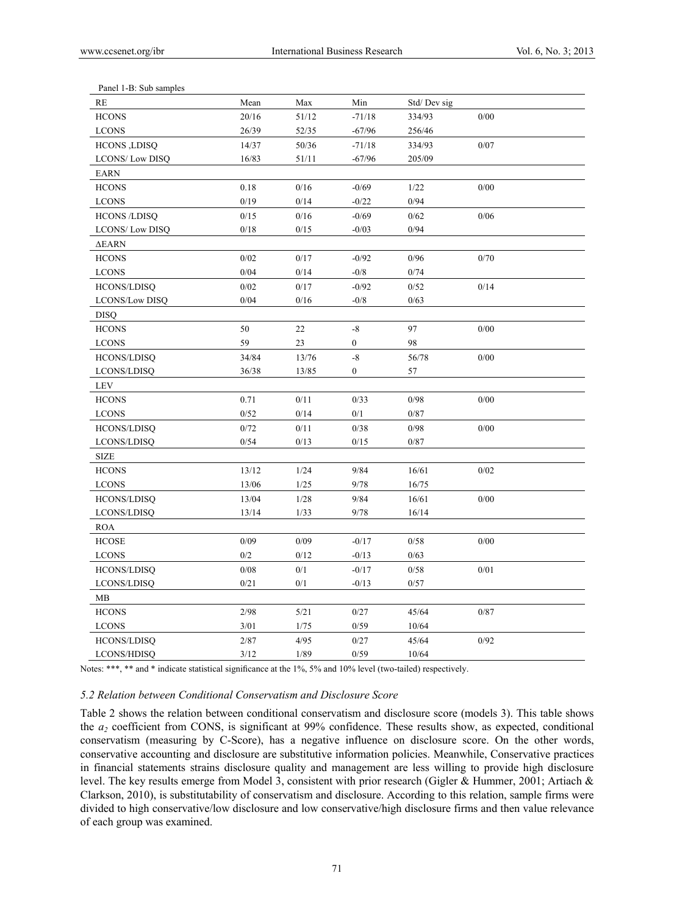Panel 1-B: Sub samples

| RE | Mean | Max | Min | Std/ Dev sig | |
|---|---|---|---|---|---|
| HCONS | 20/16 | 51/12 | -71/18 | 334/93 | 0/00 |
| LCONS | 26/39 | 52/35 | -67/96 | 256/46 | |
| HCONS ,LDISQ | 14/37 | 50/36 | -71/18 | 334/93 | 0/07 |
| LCONS/ Low DISQ | 16/83 | 51/11 | -67/96 | 205/09 | |
| EARN | | | | | |
| HCONS | 0.18 | 0/16 | -0/69 | 1/22 | 0/00 |
| LCONS | 0/19 | 0/14 | -0/22 | 0/94 | |
| HCONS /LDISQ | 0/15 | 0/16 | -0/69 | 0/62 | 0/06 |
| LCONS/ Low DISQ | 0/18 | 0/15 | -0/03 | 0/94 | |
| ΔEARN | | | | | |
| HCONS | 0/02 | 0/17 | -0/92 | 0/96 | 0/70 |
| LCONS | 0/04 | 0/14 | -0/8 | 0/74 | |
| HCONS/LDISQ | 0/02 | 0/17 | -0/92 | 0/52 | 0/14 |
| LCONS/Low DISQ | 0/04 | 0/16 | -0/8 | 0/63 | |
| DISQ | | | | | |
| HCONS | 50 | 22 | -8 | 97 | 0/00 |
| LCONS | 59 | 23 | 0 | 98 | |
| HCONS/LDISQ | 34/84 | 13/76 | -8 | 56/78 | 0/00 |
| LCONS/LDISQ | 36/38 | 13/85 | 0 | 57 | |
| LEV | | | | | |
| HCONS | 0.71 | 0/11 | 0/33 | 0/98 | 0/00 |
| LCONS | 0/52 | 0/14 | 0/1 | 0/87 | |
| HCONS/LDISQ | 0/72 | 0/11 | 0/38 | 0/98 | 0/00 |
| LCONS/LDISQ | 0/54 | 0/13 | 0/15 | 0/87 | |
| SIZE | | | | | |
| HCONS | 13/12 | 1/24 | 9/84 | 16/61 | 0/02 |
| LCONS | 13/06 | 1/25 | 9/78 | 16/75 | |
| HCONS/LDISQ | 13/04 | 1/28 | 9/84 | 16/61 | 0/00 |
| LCONS/LDISQ | 13/14 | 1/33 | 9/78 | 16/14 | |
| ROA | | | | | |
| HCOSE | 0/09 | 0/09 | -0/17 | 0/58 | 0/00 |
| LCONS | 0/2 | 0/12 | -0/13 | 0/63 | |
| HCONS/LDISQ | 0/08 | 0/1 | -0/17 | 0/58 | 0/01 |
| LCONS/LDISQ | 0/21 | 0/1 | -0/13 | 0/57 | |
| MB | | | | | |
| HCONS | 2/98 | 5/21 | 0/27 | 45/64 | 0/87 |
| LCONS | 3/01 | 1/75 | 0/59 | 10/64 | |
| HCONS/LDISQ | 2/87 | 4/95 | 0/27 | 45/64 | 0/92 |
| LCONS/HDISQ | 3/12 | 1/89 | 0/59 | 10/64 | |

Notes: ***, ** and * indicate statistical significance at the 1%, 5% and 10% level (two-tailed) respectively.

### *5.2 Relation between Conditional Conservatism and Disclosure Score*

Table 2 shows the relation between conditional conservatism and disclosure score (models 3). This table shows the $a_2$ coefficient from CONS, is significant at 99% confidence. These results show, as expected, conditional conservatism (measuring by C-Score), has a negative influence on disclosure score. On the other words, conservative accounting and disclosure are substitutive information policies. Meanwhile, Conservative practices in financial statements strains disclosure quality and management are less willing to provide high disclosure level. The key results emerge from Model 3, consistent with prior research (Gigler & Hummer, 2001; Artiach & Clarkson, 2010), is substitutability of conservatism and disclosure. According to this relation, sample firms were divided to high conservative/low disclosure and low conservative/high disclosure firms and then value relevance of each group was examined.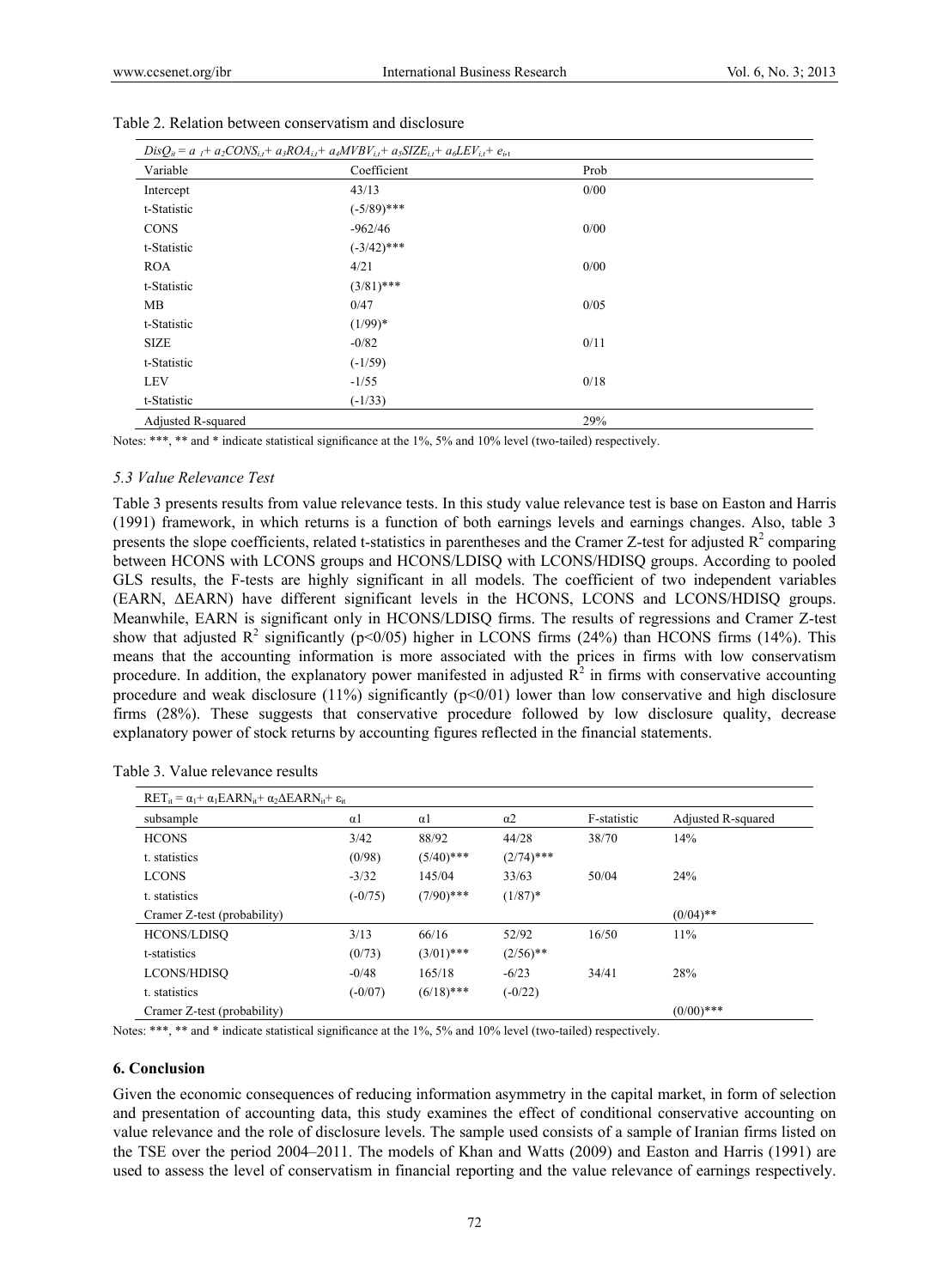Table 2. Relation between conservatism and disclosure

| $DisQ_{it} = a_1 + a_2CONS_{i,t} + a_3ROA_{i,t} + a_4MVBV_{i,t} + a_5SIZE_{i,t} + a_6LEV_{i,t} + e_{i,t}$ | | |
|---|---|---|
| Variable | Coefficient | Prob |
| Intercept | 43/13 | 0/00 |
| t-Statistic | (-5/89)*** | |
| CONS | -962/46 | 0/00 |
| t-Statistic | (-3/42)*** | |
| ROA | 4/21 | 0/00 |
| t-Statistic | (3/81)*** | |
| MB | 0/47 | 0/05 |
| t-Statistic | (1/99)* | |
| SIZE | -0/82 | 0/11 |
| t-Statistic | (-1/59) | |
| LEV | -1/55 | 0/18 |
| t-Statistic | (-1/33) | |
| Adjusted R-squared | | 29% |

Notes: ***, ** and * indicate statistical significance at the 1%, 5% and 10% level (two-tailed) respectively.

### *5.3 Value Relevance Test*

Table 3 presents results from value relevance tests. In this study value relevance test is base on Easton and Harris (1991) framework, in which returns is a function of both earnings levels and earnings changes. Also, table 3 presents the slope coefficients, related t-statistics in parentheses and the Cramer Z-test for adjusted $R^2$ comparing between HCONS with LCONS groups and HCONS/LDISQ with LCONS/HDISQ groups. According to pooled GLS results, the F-tests are highly significant in all models. The coefficient of two independent variables (EARN, ΔEARN) have different significant levels in the HCONS, LCONS and LCONS/HDISQ groups. Meanwhile, EARN is significant only in HCONS/LDISQ firms. The results of regressions and Cramer Z-test show that adjusted $R^2$ significantly ($p<0/05$) higher in LCONS firms (24%) than HCONS firms (14%). This means that the accounting information is more associated with the prices in firms with low conservatism procedure. In addition, the explanatory power manifested in adjusted $R^2$ in firms with conservative accounting procedure and weak disclosure (11%) significantly ($p<0/01$) lower than low conservative and high disclosure firms (28%). These suggests that conservative procedure followed by low disclosure quality, decrease explanatory power of stock returns by accounting figures reflected in the financial statements.

Table 3. Value relevance results

| $RET_{it} = \alpha_1 + \alpha_1 EARN_{it} + \alpha_2 \Delta EARN_{it} + \varepsilon_{it}$ | | | | | |
|---|---|---|---|---|---|
| subsample | α1 | α1 | α2 | F-statistic | Adjusted R-squared |
| HCONS | 3/42 | 88/92 | 44/28 | 38/70 | 14% |
| t. statistics | (0/98) | (5/40)*** | (2/74)*** | | |
| LCONS | -3/32 | 145/04 | 33/63 | 50/04 | 24% |
| t. statistics | (-0/75) | (7/90)*** | (1/87)* | | |
| Cramer Z-test (probability) | | | | | (0/04)** |
| HCONS/LDISQ | 3/13 | 66/16 | 52/92 | 16/50 | 11% |
| t-statistics | (0/73) | (3/01)*** | (2/56)** | | |
| LCONS/HDISQ | -0/48 | 165/18 | -6/23 | 34/41 | 28% |
| t. statistics | (-0/07) | (6/18)*** | (-0/22) | | |
| Cramer Z-test (probability) | | | | | (0/00)*** |

Notes: ***, ** and * indicate statistical significance at the 1%, 5% and 10% level (two-tailed) respectively.

## 6. Conclusion

Given the economic consequences of reducing information asymmetry in the capital market, in form of selection and presentation of accounting data, this study examines the effect of conditional conservative accounting on value relevance and the role of disclosure levels. The sample used consists of a sample of Iranian firms listed on the TSE over the period 2004–2011. The models of Khan and Watts (2009) and Easton and Harris (1991) are used to assess the level of conservatism in financial reporting and the value relevance of earnings respectively.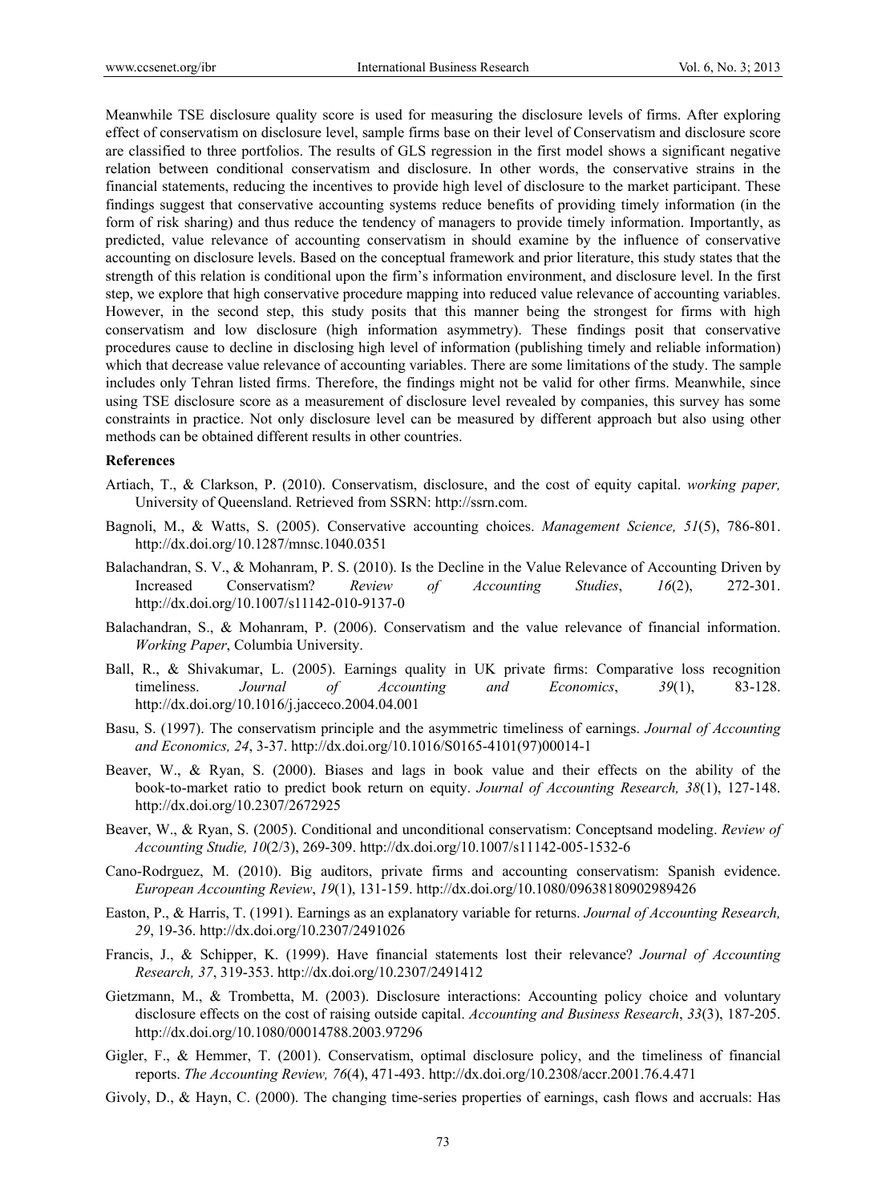Meanwhile TSE disclosure quality score is used for measuring the disclosure levels of firms. After exploring effect of conservatism on disclosure level, sample firms base on their level of Conservatism and disclosure score are classified to three portfolios. The results of GLS regression in the first model shows a significant negative relation between conditional conservatism and disclosure. In other words, the conservative strains in the financial statements, reducing the incentives to provide high level of disclosure to the market participant. These findings suggest that conservative accounting systems reduce benefits of providing timely information (in the form of risk sharing) and thus reduce the tendency of managers to provide timely information. Importantly, as predicted, value relevance of accounting conservatism in should examine by the influence of conservative accounting on disclosure levels. Based on the conceptual framework and prior literature, this study states that the strength of this relation is conditional upon the firm's information environment, and disclosure level. In the first step, we explore that high conservative procedure mapping into reduced value relevance of accounting variables. However, in the second step, this study posits that this manner being the strongest for firms with high conservatism and low disclosure (high information asymmetry). These findings posit that conservative procedures cause to decline in disclosing high level of information (publishing timely and reliable information) which that decrease value relevance of accounting variables. There are some limitations of the study. The sample includes only Tehran listed firms. Therefore, the findings might not be valid for other firms. Meanwhile, since using TSE disclosure score as a measurement of disclosure level revealed by companies, this survey has some constraints in practice. Not only disclosure level can be measured by different approach but also using other methods can be obtained different results in other countries.

## References

Artiach, T., & Clarkson, P. (2010). Conservatism, disclosure, and the cost of equity capital. *working paper,* University of Queensland. Retrieved from SSRN: http://ssrn.com.

Bagnoli, M., & Watts, S. (2005). Conservative accounting choices. *Management Science, 51*(5), 786-801. http://dx.doi.org/10.1287/mnsc.1040.0351

Balachandran, S. V., & Mohanram, P. S. (2010). Is the Decline in the Value Relevance of Accounting Driven by Increased Conservatism? *Review of Accounting Studies*, *16*(2), 272-301. http://dx.doi.org/10.1007/s11142-010-9137-0

Balachandran, S., & Mohanram, P. (2006). Conservatism and the value relevance of financial information. *Working Paper*, Columbia University.

Ball, R., & Shivakumar, L. (2005). Earnings quality in UK private firms: Comparative loss recognition timeliness. *Journal of Accounting and Economics*, *39*(1), 83-128. http://dx.doi.org/10.1016/j.jacceco.2004.04.001

Basu, S. (1997). The conservatism principle and the asymmetric timeliness of earnings. *Journal of Accounting and Economics, 24*, 3-37. http://dx.doi.org/10.1016/S0165-4101(97)00014-1

Beaver, W., & Ryan, S. (2000). Biases and lags in book value and their effects on the ability of the book-to-market ratio to predict book return on equity. *Journal of Accounting Research, 38*(1), 127-148. http://dx.doi.org/10.2307/2672925

Beaver, W., & Ryan, S. (2005). Conditional and unconditional conservatism: Conceptsand modeling. *Review of Accounting Studie, 10*(2/3), 269-309. http://dx.doi.org/10.1007/s11142-005-1532-6

Cano-Rodrguez, M. (2010). Big auditors, private firms and accounting conservatism: Spanish evidence. *European Accounting Review*, *19*(1), 131-159. http://dx.doi.org/10.1080/09638180902989426

Easton, P., & Harris, T. (1991). Earnings as an explanatory variable for returns. *Journal of Accounting Research, 29*, 19-36. http://dx.doi.org/10.2307/2491026

Francis, J., & Schipper, K. (1999). Have financial statements lost their relevance? *Journal of Accounting Research, 37*, 319-353. http://dx.doi.org/10.2307/2491412

Gietzmann, M., & Trombetta, M. (2003). Disclosure interactions: Accounting policy choice and voluntary disclosure effects on the cost of raising outside capital. *Accounting and Business Research*, *33*(3), 187-205. http://dx.doi.org/10.1080/00014788.2003.97296

Gigler, F., & Hemmer, T. (2001). Conservatism, optimal disclosure policy, and the timeliness of financial reports. *The Accounting Review, 76*(4), 471-493. http://dx.doi.org/10.2308/accr.2001.76.4.471

Givoly, D., & Hayn, C. (2000). The changing time-series properties of earnings, cash flows and accruals: Has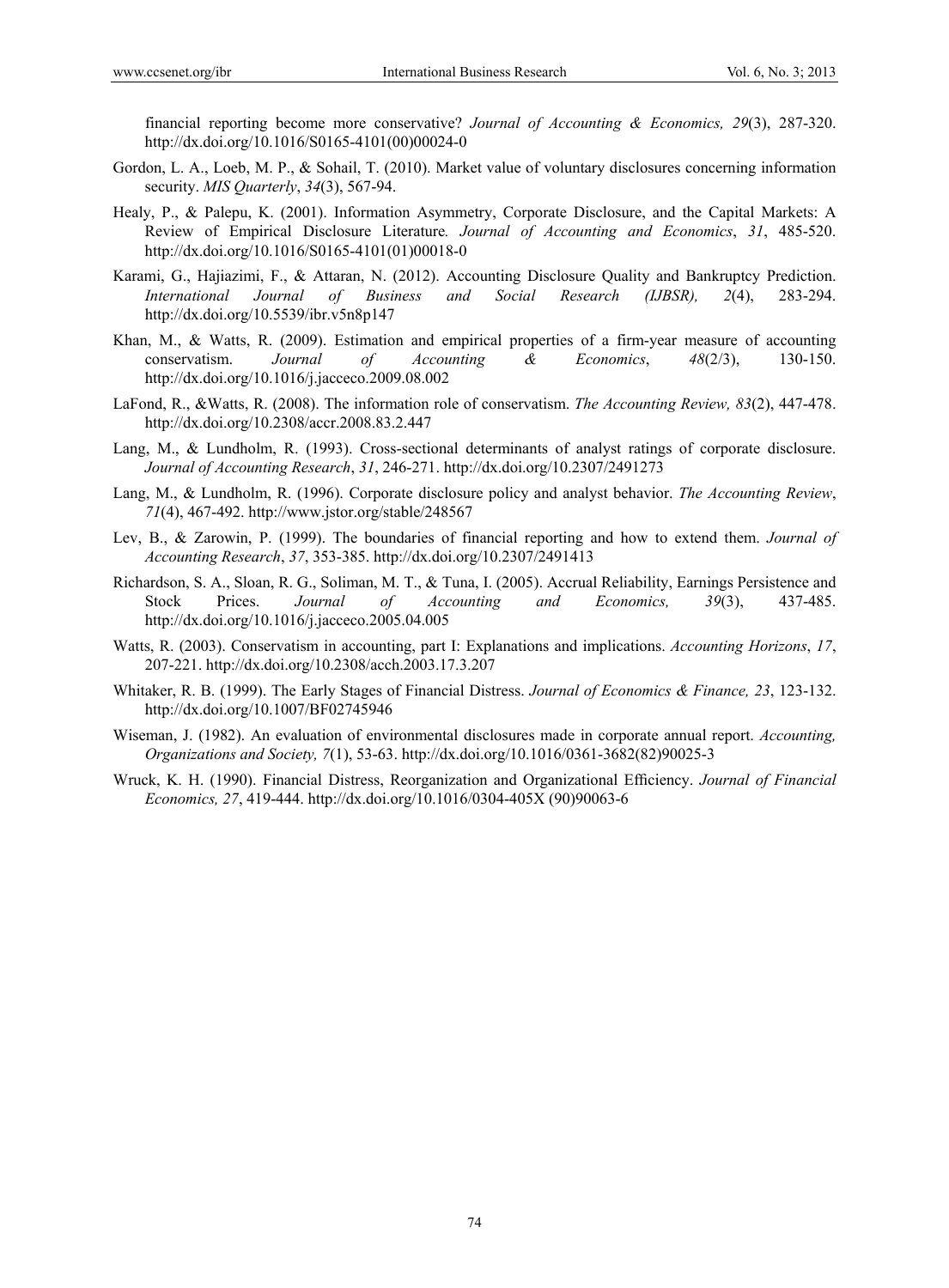financial reporting become more conservative? *Journal of Accounting & Economics, 29*(3), 287-320. http://dx.doi.org/10.1016/S0165-4101(00)00024-0

Gordon, L. A., Loeb, M. P., & Sohail, T. (2010). Market value of voluntary disclosures concerning information security. *MIS Quarterly*, *34*(3), 567-94.

Healy, P., & Palepu, K. (2001). Information Asymmetry, Corporate Disclosure, and the Capital Markets: A Review of Empirical Disclosure Literature*. Journal of Accounting and Economics*, *31*, 485-520. http://dx.doi.org/10.1016/S0165-4101(01)00018-0

Karami, G., Hajiazimi, F., & Attaran, N. (2012). Accounting Disclosure Quality and Bankruptcy Prediction. *International Journal of Business and Social Research (IJBSR), 2*(4), 283-294. http://dx.doi.org/10.5539/ibr.v5n8p147

Khan, M., & Watts, R. (2009). Estimation and empirical properties of a firm-year measure of accounting conservatism. *Journal of Accounting & Economics*, *48*(2/3), 130-150. http://dx.doi.org/10.1016/j.jacceco.2009.08.002

LaFond, R., &Watts, R. (2008). The information role of conservatism. *The Accounting Review, 83*(2), 447-478. http://dx.doi.org/10.2308/accr.2008.83.2.447

Lang, M., & Lundholm, R. (1993). Cross-sectional determinants of analyst ratings of corporate disclosure. *Journal of Accounting Research*, *31*, 246-271. http://dx.doi.org/10.2307/2491273

Lang, M., & Lundholm, R. (1996). Corporate disclosure policy and analyst behavior. *The Accounting Review*, *71*(4), 467-492. http://www.jstor.org/stable/248567

Lev, B., & Zarowin, P. (1999). The boundaries of financial reporting and how to extend them. *Journal of Accounting Research*, *37*, 353-385. http://dx.doi.org/10.2307/2491413

Richardson, S. A., Sloan, R. G., Soliman, M. T., & Tuna, I. (2005). Accrual Reliability, Earnings Persistence and Stock Prices. *Journal of Accounting and Economics, 39*(3), 437-485. http://dx.doi.org/10.1016/j.jacceco.2005.04.005

Watts, R. (2003). Conservatism in accounting, part I: Explanations and implications. *Accounting Horizons*, *17*, 207-221. http://dx.doi.org/10.2308/acch.2003.17.3.207

Whitaker, R. B. (1999). The Early Stages of Financial Distress. *Journal of Economics & Finance, 23*, 123-132. http://dx.doi.org/10.1007/BF02745946

Wiseman, J. (1982). An evaluation of environmental disclosures made in corporate annual report. *Accounting, Organizations and Society, 7*(1), 53-63. http://dx.doi.org/10.1016/0361-3682(82)90025-3

Wruck, K. H. (1990). Financial Distress, Reorganization and Organizational Efficiency. *Journal of Financial Economics, 27*, 419-444. http://dx.doi.org/10.1016/0304-405X (90)90063-6